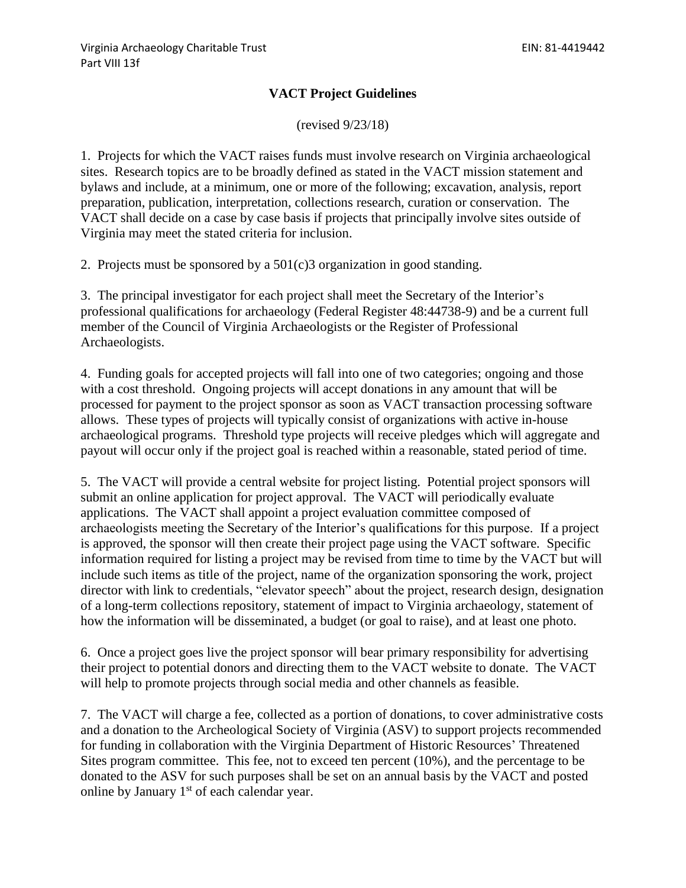Virginia Archaeology Charitable Trust EIN: 81-4419442
Part VIII 13f

# VACT Project Guidelines

(revised 9/23/18)

1. Projects for which the VACT raises funds must involve research on Virginia archaeological sites. Research topics are to be broadly defined as stated in the VACT mission statement and bylaws and include, at a minimum, one or more of the following; excavation, analysis, report preparation, publication, interpretation, collections research, curation or conservation. The VACT shall decide on a case by case basis if projects that principally involve sites outside of Virginia may meet the stated criteria for inclusion.

2. Projects must be sponsored by a 501(c)3 organization in good standing.

3. The principal investigator for each project shall meet the Secretary of the Interior's professional qualifications for archaeology (Federal Register 48:44738-9) and be a current full member of the Council of Virginia Archaeologists or the Register of Professional Archaeologists.

4. Funding goals for accepted projects will fall into one of two categories; ongoing and those with a cost threshold. Ongoing projects will accept donations in any amount that will be processed for payment to the project sponsor as soon as VACT transaction processing software allows. These types of projects will typically consist of organizations with active in-house archaeological programs. Threshold type projects will receive pledges which will aggregate and payout will occur only if the project goal is reached within a reasonable, stated period of time.

5. The VACT will provide a central website for project listing. Potential project sponsors will submit an online application for project approval. The VACT will periodically evaluate applications. The VACT shall appoint a project evaluation committee composed of archaeologists meeting the Secretary of the Interior's qualifications for this purpose. If a project is approved, the sponsor will then create their project page using the VACT software. Specific information required for listing a project may be revised from time to time by the VACT but will include such items as title of the project, name of the organization sponsoring the work, project director with link to credentials, "elevator speech" about the project, research design, designation of a long-term collections repository, statement of impact to Virginia archaeology, statement of how the information will be disseminated, a budget (or goal to raise), and at least one photo.

6. Once a project goes live the project sponsor will bear primary responsibility for advertising their project to potential donors and directing them to the VACT website to donate. The VACT will help to promote projects through social media and other channels as feasible.

7. The VACT will charge a fee, collected as a portion of donations, to cover administrative costs and a donation to the Archeological Society of Virginia (ASV) to support projects recommended for funding in collaboration with the Virginia Department of Historic Resources' Threatened Sites program committee. This fee, not to exceed ten percent (10%), and the percentage to be donated to the ASV for such purposes shall be set on an annual basis by the VACT and posted online by January 1st of each calendar year.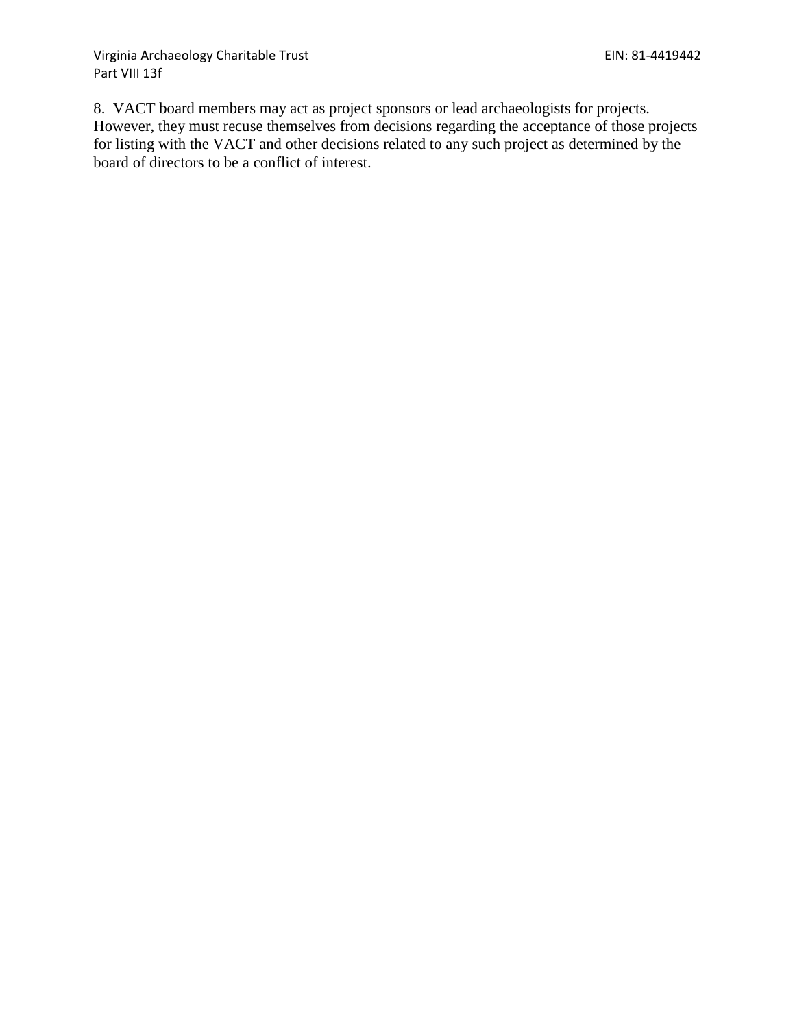8. VACT board members may act as project sponsors or lead archaeologists for projects. However, they must recuse themselves from decisions regarding the acceptance of those projects for listing with the VACT and other decisions related to any such project as determined by the board of directors to be a conflict of interest.